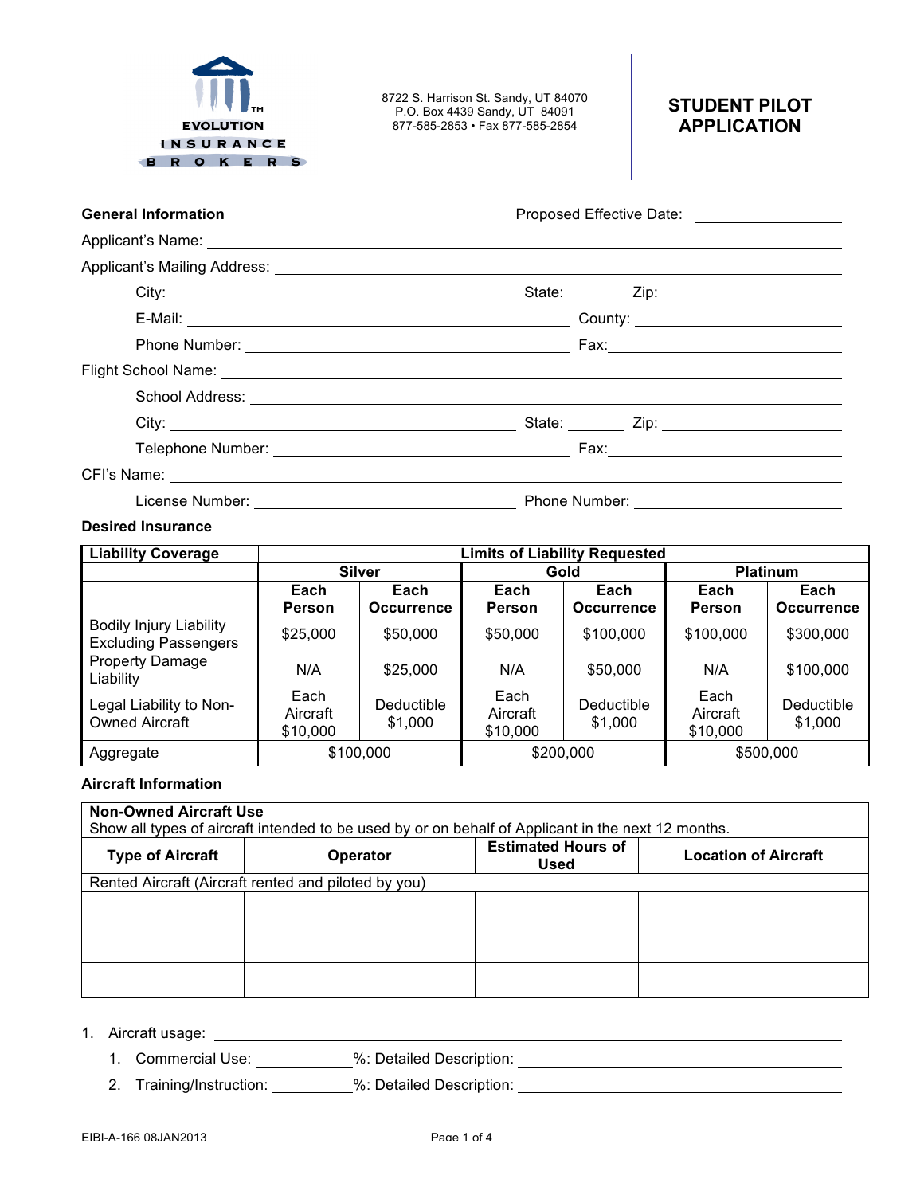EVOLUTION INSURANCE BROKERS

8722 S. Harrison St. Sandy, UT 84070
P.O. Box 4439 Sandy, UT 84091
877-585-2853 • Fax 877-585-2854

# STUDENT PILOT APPLICATION

**General Information** Proposed Effective Date: ________________

Applicant's Name: ________________________________________________

Applicant's Mailing Address: ________________________________________________

City: ______________________ State: _______ Zip: ______________

E-Mail: ______________________ County: ______________

Phone Number: ______________________ Fax: ______________

Flight School Name: ________________________________________________

School Address: ________________________________________________

City: ______________________ State: _______ Zip: ______________

Telephone Number: ______________________ Fax: ______________

CFI's Name: ________________________________________________

License Number: ______________________ Phone Number: ______________

**Desired Insurance**

| Liability Coverage | Limits of Liability Requested | | | | | |
|---|---|---|---|---|---|---|
| | Silver | | Gold | | Platinum | |
| | Each Person | Each Occurrence | Each Person | Each Occurrence | Each Person | Each Occurrence |
| Bodily Injury Liability Excluding Passengers | $25,000 | $50,000 | $50,000 | $100,000 | $100,000 | $300,000 |
| Property Damage Liability | N/A | $25,000 | N/A | $50,000 | N/A | $100,000 |
| Legal Liability to Non-Owned Aircraft | Each Aircraft $10,000 | Deductible $1,000 | Each Aircraft $10,000 | Deductible $1,000 | Each Aircraft $10,000 | Deductible $1,000 |
| Aggregate | $100,000 | | $200,000 | | $500,000 | |

**Aircraft Information**

| Non-Owned Aircraft Use<br>Show all types of aircraft intended to be used by or on behalf of Applicant in the next 12 months. | | | |
|---|---|---|---|
| **Type of Aircraft** | **Operator** | **Estimated Hours of Used** | **Location of Aircraft** |
| Rented Aircraft (Aircraft rented and piloted by you) | | | |
| | | | |
| | | | |
| | | | |

1. Aircraft usage: ________________________________________________
   1. Commercial Use: __________%: Detailed Description: ______________________
   2. Training/Instruction: __________%: Detailed Description: ______________________

EIBI-A-166 08JAN2013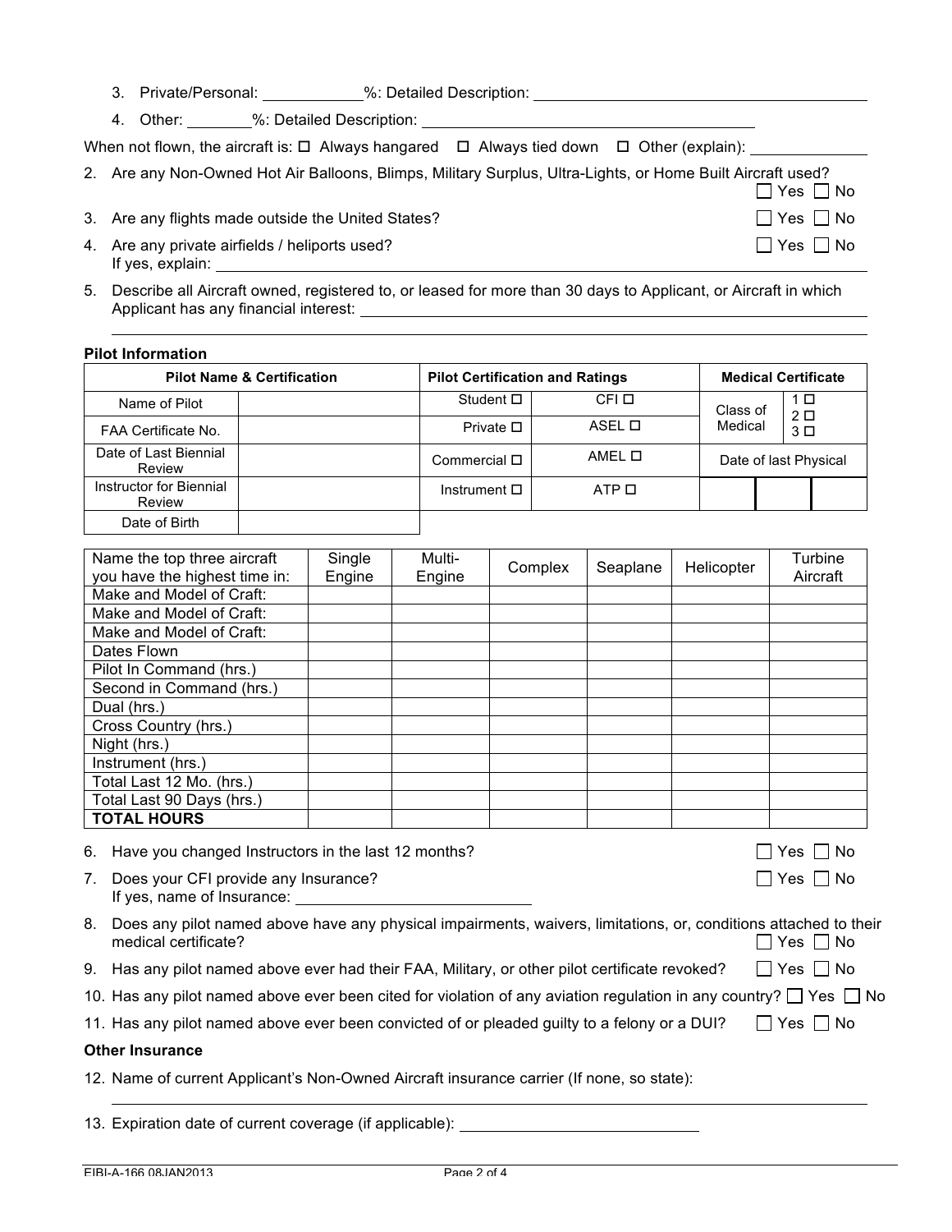3. Private/Personal: ____________%: Detailed Description: ________________________________________
4. Other: ________%: Detailed Description: ________________________________________

When not flown, the aircraft is: ☐ Always hangared ☐ Always tied down ☐ Other (explain): ______________

2. Are any Non-Owned Hot Air Balloons, Blimps, Military Surplus, Ultra-Lights, or Home Built Aircraft used? ☐ Yes ☐ No
3. Are any flights made outside the United States? ☐ Yes ☐ No
4. Are any private airfields / heliports used? ☐ Yes ☐ No
   If yes, explain: ________________________________________
5. Describe all Aircraft owned, registered to, or leased for more than 30 days to Applicant, or Aircraft in which Applicant has any financial interest: ________________________________________

**Pilot Information**

| Pilot Name & Certification | | Pilot Certification and Ratings | | Medical Certificate | | |
|---|---|---|---|---|---|---|
| Name of Pilot | | Student ☐ | CFI ☐ | Class of Medical | 1 ☐ 2 ☐ 3 ☐ | |
| FAA Certificate No. | | Private ☐ | ASEL ☐ | | | |
| Date of Last Biennial Review | | Commercial ☐ | AMEL ☐ | Date of last Physical | | |
| Instructor for Biennial Review | | Instrument ☐ | ATP ☐ | | | |
| Date of Birth | | | | | | |

| Name the top three aircraft you have the highest time in: | Single Engine | Multi-Engine | Complex | Seaplane | Helicopter | Turbine Aircraft |
|---|---|---|---|---|---|---|
| Make and Model of Craft: | | | | | | |
| Make and Model of Craft: | | | | | | |
| Make and Model of Craft: | | | | | | |
| Dates Flown | | | | | | |
| Pilot In Command (hrs.) | | | | | | |
| Second in Command (hrs.) | | | | | | |
| Dual (hrs.) | | | | | | |
| Cross Country (hrs.) | | | | | | |
| Night (hrs.) | | | | | | |
| Instrument (hrs.) | | | | | | |
| Total Last 12 Mo. (hrs.) | | | | | | |
| Total Last 90 Days (hrs.) | | | | | | |
| **TOTAL HOURS** | | | | | | |

6. Have you changed Instructors in the last 12 months? ☐ Yes ☐ No
7. Does your CFI provide any Insurance? ☐ Yes ☐ No
   If yes, name of Insurance: ____________________________
8. Does any pilot named above have any physical impairments, waivers, limitations, or, conditions attached to their medical certificate? ☐ Yes ☐ No
9. Has any pilot named above ever had their FAA, Military, or other pilot certificate revoked? ☐ Yes ☐ No
10. Has any pilot named above ever been cited for violation of any aviation regulation in any country? ☐ Yes ☐ No
11. Has any pilot named above ever been convicted of or pleaded guilty to a felony or a DUI? ☐ Yes ☐ No

**Other Insurance**

12. Name of current Applicant's Non-Owned Aircraft insurance carrier (If none, so state):
    ________________________________________
13. Expiration date of current coverage (if applicable): ____________________________

EIBI-A-166 08JAN2013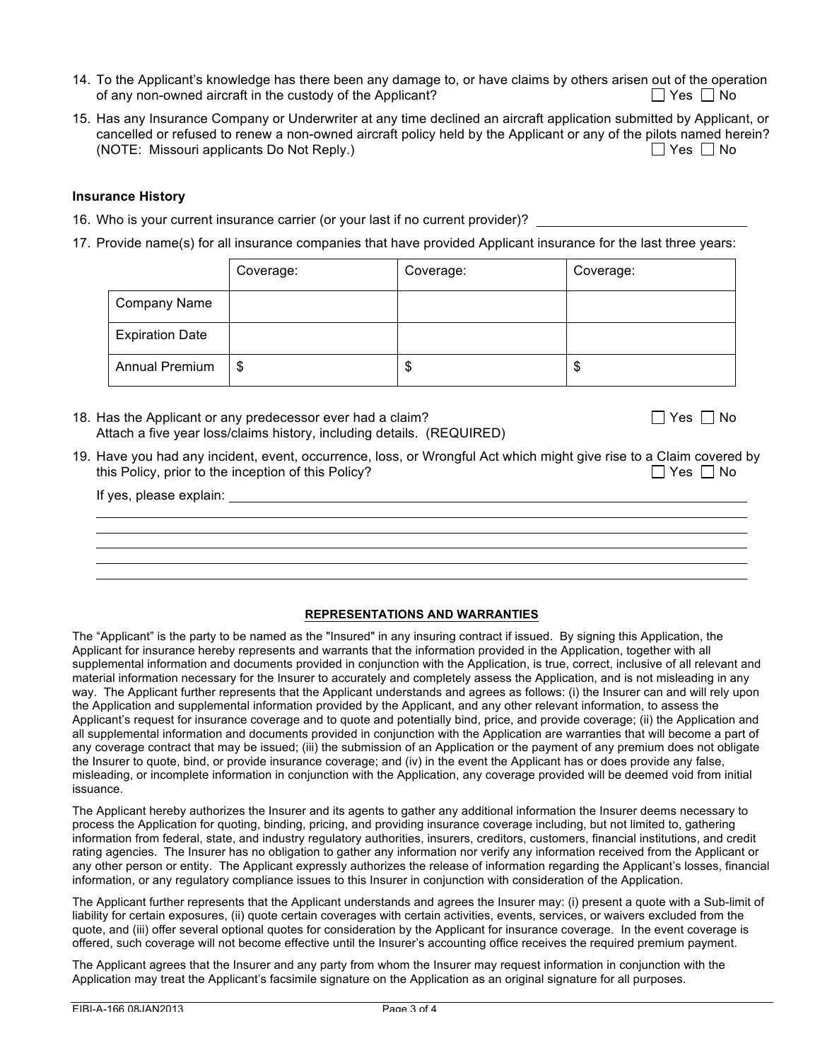14. To the Applicant's knowledge has there been any damage to, or have claims by others arisen out of the operation of any non-owned aircraft in the custody of the Applicant? ☐ Yes ☐ No

15. Has any Insurance Company or Underwriter at any time declined an aircraft application submitted by Applicant, or cancelled or refused to renew a non-owned aircraft policy held by the Applicant or any of the pilots named herein? (NOTE: Missouri applicants Do Not Reply.) ☐ Yes ☐ No

**Insurance History**

16. Who is your current insurance carrier (or your last if no current provider)? ______________________________

17. Provide name(s) for all insurance companies that have provided Applicant insurance for the last three years:

| | Coverage: | Coverage: | Coverage: |
|---|---|---|---|
| Company Name | | | |
| Expiration Date | | | |
| Annual Premium | $ | $ | $ |

18. Has the Applicant or any predecessor ever had a claim? ☐ Yes ☐ No
    Attach a five year loss/claims history, including details. (REQUIRED)

19. Have you had any incident, event, occurrence, loss, or Wrongful Act which might give rise to a Claim covered by this Policy, prior to the inception of this Policy? ☐ Yes ☐ No

    If yes, please explain: ______________________________

## REPRESENTATIONS AND WARRANTIES

The "Applicant" is the party to be named as the "Insured" in any insuring contract if issued. By signing this Application, the Applicant for insurance hereby represents and warrants that the information provided in the Application, together with all supplemental information and documents provided in conjunction with the Application, is true, correct, inclusive of all relevant and material information necessary for the Insurer to accurately and completely assess the Application, and is not misleading in any way. The Applicant further represents that the Applicant understands and agrees as follows: (i) the Insurer can and will rely upon the Application and supplemental information provided by the Applicant, and any other relevant information, to assess the Applicant's request for insurance coverage and to quote and potentially bind, price, and provide coverage; (ii) the Application and all supplemental information and documents provided in conjunction with the Application are warranties that will become a part of any coverage contract that may be issued; (iii) the submission of an Application or the payment of any premium does not obligate the Insurer to quote, bind, or provide insurance coverage; and (iv) in the event the Applicant has or does provide any false, misleading, or incomplete information in conjunction with the Application, any coverage provided will be deemed void from initial issuance.

The Applicant hereby authorizes the Insurer and its agents to gather any additional information the Insurer deems necessary to process the Application for quoting, binding, pricing, and providing insurance coverage including, but not limited to, gathering information from federal, state, and industry regulatory authorities, insurers, creditors, customers, financial institutions, and credit rating agencies. The Insurer has no obligation to gather any information nor verify any information received from the Applicant or any other person or entity. The Applicant expressly authorizes the release of information regarding the Applicant's losses, financial information, or any regulatory compliance issues to this Insurer in conjunction with consideration of the Application.

The Applicant further represents that the Applicant understands and agrees the Insurer may: (i) present a quote with a Sub-limit of liability for certain exposures, (ii) quote certain coverages with certain activities, events, services, or waivers excluded from the quote, and (iii) offer several optional quotes for consideration by the Applicant for insurance coverage. In the event coverage is offered, such coverage will not become effective until the Insurer's accounting office receives the required premium payment.

The Applicant agrees that the Insurer and any party from whom the Insurer may request information in conjunction with the Application may treat the Applicant's facsimile signature on the Application as an original signature for all purposes.

EIBI-A-166 08JAN2013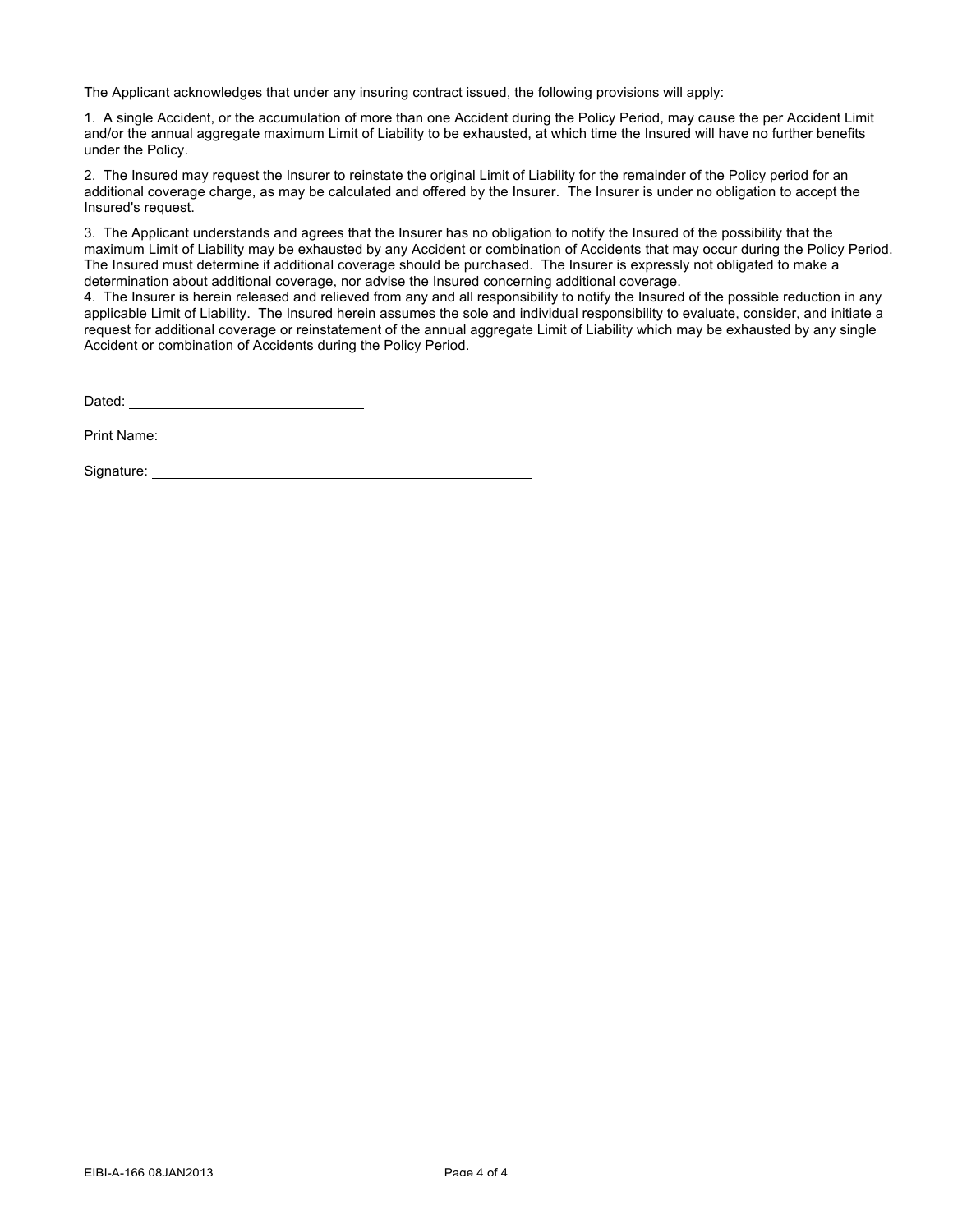The Applicant acknowledges that under any insuring contract issued, the following provisions will apply:

1. A single Accident, or the accumulation of more than one Accident during the Policy Period, may cause the per Accident Limit and/or the annual aggregate maximum Limit of Liability to be exhausted, at which time the Insured will have no further benefits under the Policy.

2. The Insured may request the Insurer to reinstate the original Limit of Liability for the remainder of the Policy period for an additional coverage charge, as may be calculated and offered by the Insurer. The Insurer is under no obligation to accept the Insured's request.

3. The Applicant understands and agrees that the Insurer has no obligation to notify the Insured of the possibility that the maximum Limit of Liability may be exhausted by any Accident or combination of Accidents that may occur during the Policy Period. The Insured must determine if additional coverage should be purchased. The Insurer is expressly not obligated to make a determination about additional coverage, nor advise the Insured concerning additional coverage.

4. The Insurer is herein released and relieved from any and all responsibility to notify the Insured of the possible reduction in any applicable Limit of Liability. The Insured herein assumes the sole and individual responsibility to evaluate, consider, and initiate a request for additional coverage or reinstatement of the annual aggregate Limit of Liability which may be exhausted by any single Accident or combination of Accidents during the Policy Period.

Dated: ______________________________

Print Name: ______________________________________________

Signature: ______________________________________________

EIBI-A-166 08JAN2013